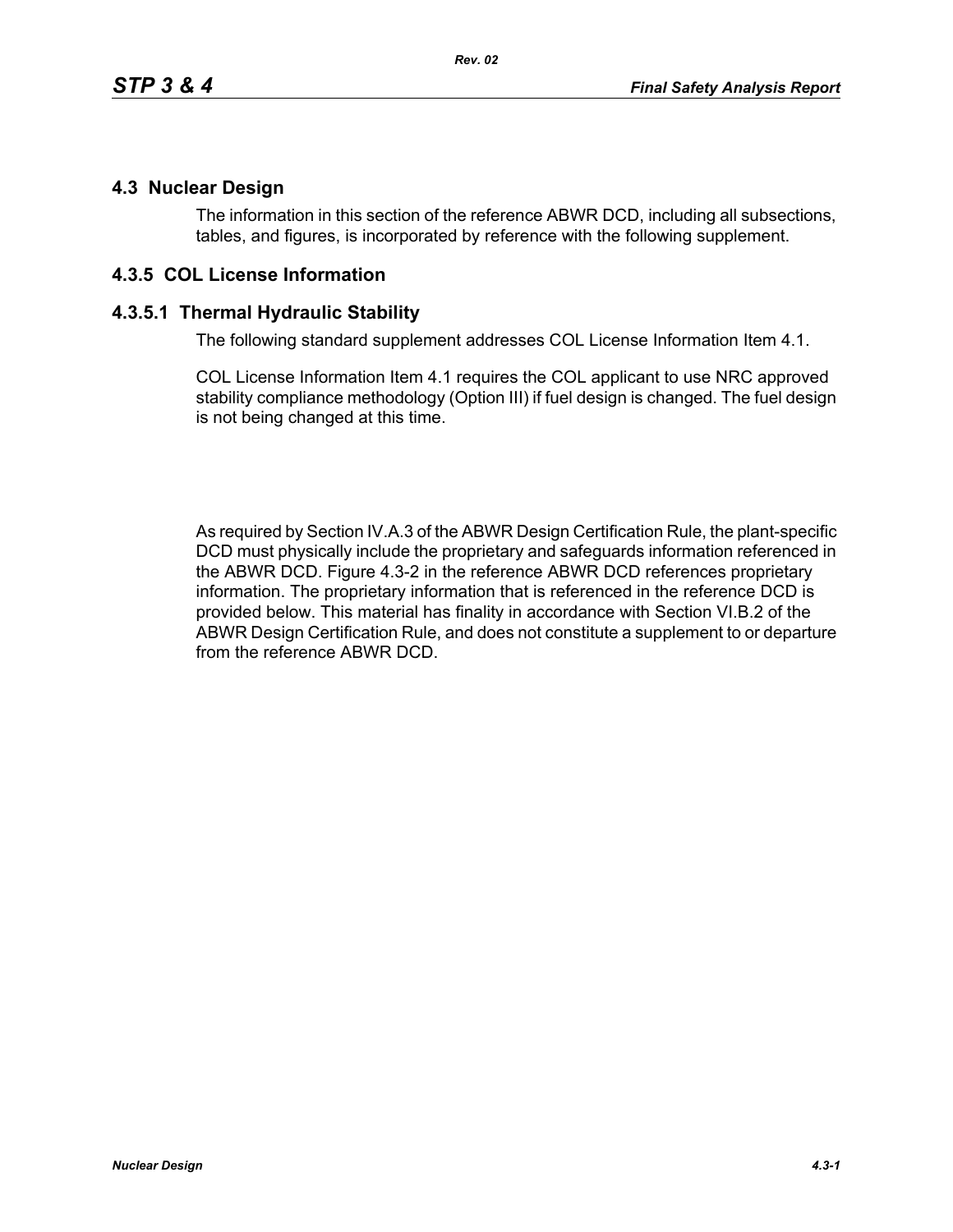## 4.3 Nuclear Design

The information in this section of the reference ABWR DCD, including all subsections, tables, and figures, is incorporated by reference with the following supplement.

## 4.3.5 COL License Information

### 4.3.5.1 Thermal Hydraulic Stability

The following standard supplement addresses COL License Information Item 4.1.

COL License Information Item 4.1 requires the COL applicant to use NRC approved stability compliance methodology (Option III) if fuel design is changed. The fuel design is not being changed at this time.

As required by Section IV.A.3 of the ABWR Design Certification Rule, the plant-specific DCD must physically include the proprietary and safeguards information referenced in the ABWR DCD. Figure 4.3-2 in the reference ABWR DCD references proprietary information. The proprietary information that is referenced in the reference DCD is provided below. This material has finality in accordance with Section VI.B.2 of the ABWR Design Certification Rule, and does not constitute a supplement to or departure from the reference ABWR DCD.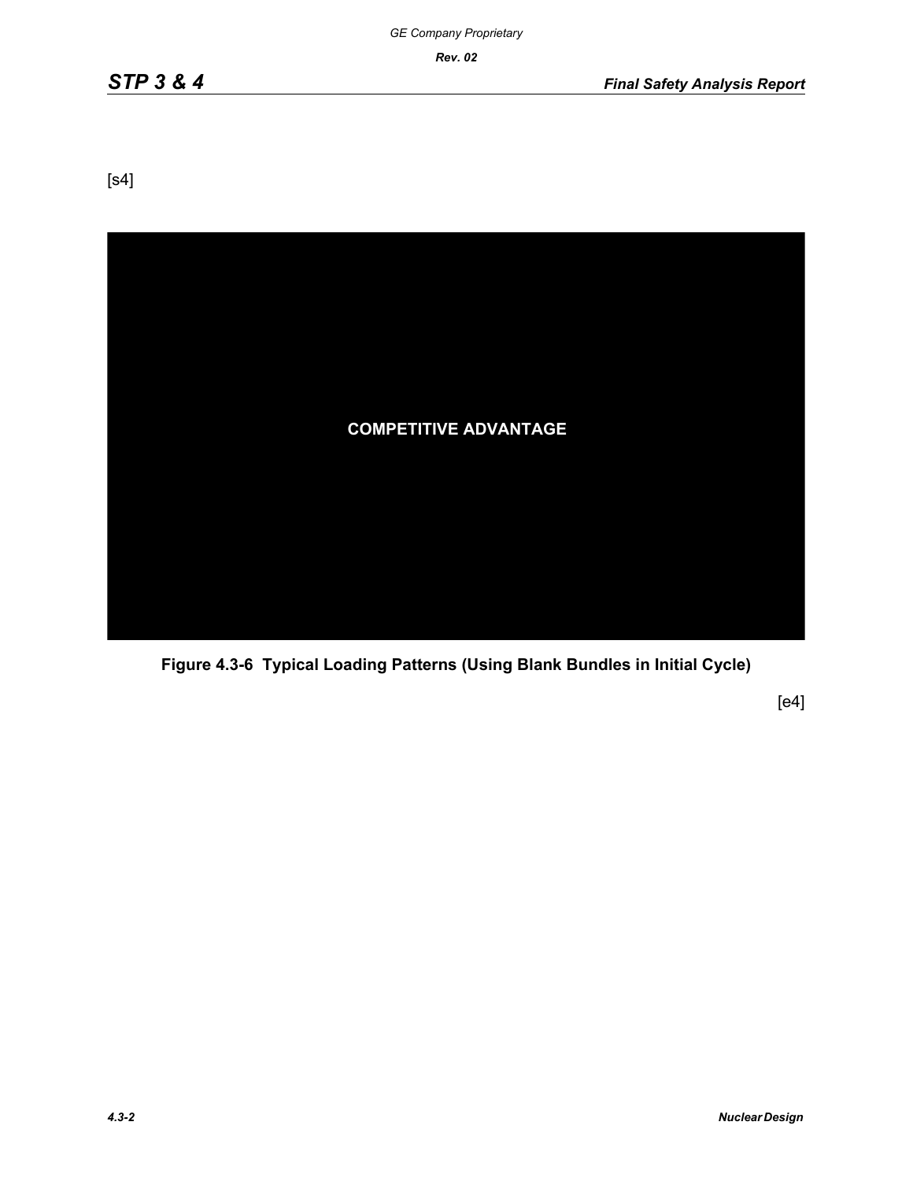[s4]

COMPETITIVE ADVANTAGE

**Figure 4.3-6 Typical Loading Patterns (Using Blank Bundles in Initial Cycle)**

[e4]